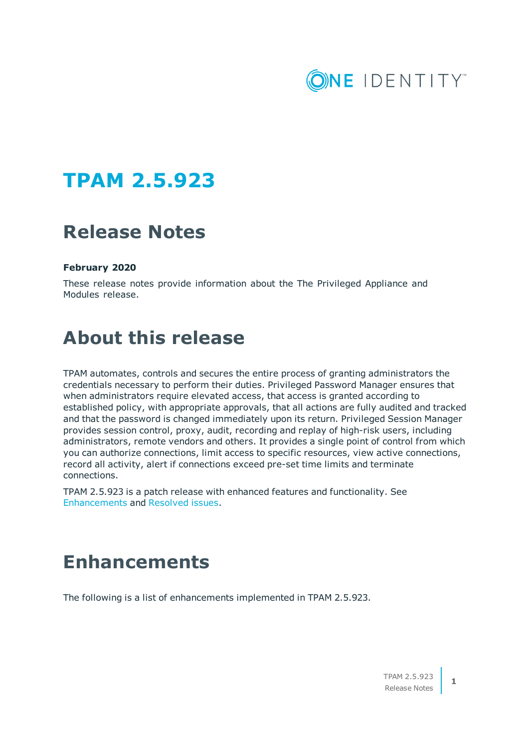# TPAM 2.5.923

## Release Notes

**February 2020**

These release notes provide information about the The Privileged Appliance and Modules release.

# About this release

TPAM automates, controls and secures the entire process of granting administrators the credentials necessary to perform their duties. Privileged Password Manager ensures that when administrators require elevated access, that access is granted according to established policy, with appropriate approvals, that all actions are fully audited and tracked and that the password is changed immediately upon its return. Privileged Session Manager provides session control, proxy, audit, recording and replay of high-risk users, including administrators, remote vendors and others. It provides a single point of control from which you can authorize connections, limit access to specific resources, view active connections, record all activity, alert if connections exceed pre-set time limits and terminate connections.

TPAM 2.5.923 is a patch release with enhanced features and functionality. See Enhancements and Resolved issues.

# Enhancements

The following is a list of enhancements implemented in TPAM 2.5.923.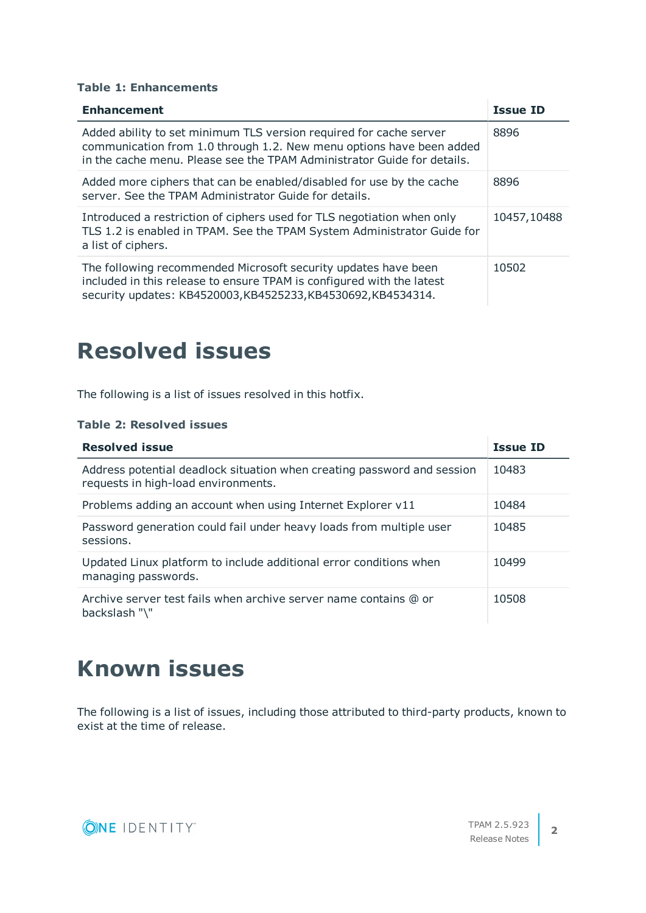**Table 1: Enhancements**

| Enhancement | Issue ID |
| --- | --- |
| Added ability to set minimum TLS version required for cache server communication from 1.0 through 1.2. New menu options have been added in the cache menu. Please see the TPAM Administrator Guide for details. | 8896 |
| Added more ciphers that can be enabled/disabled for use by the cache server. See the TPAM Administrator Guide for details. | 8896 |
| Introduced a restriction of ciphers used for TLS negotiation when only TLS 1.2 is enabled in TPAM. See the TPAM System Administrator Guide for a list of ciphers. | 10457,10488 |
| The following recommended Microsoft security updates have been included in this release to ensure TPAM is configured with the latest security updates: KB4520003,KB4525233,KB4530692,KB4534314. | 10502 |

# Resolved issues

The following is a list of issues resolved in this hotfix.

**Table 2: Resolved issues**

| Resolved issue | Issue ID |
| --- | --- |
| Address potential deadlock situation when creating password and session requests in high-load environments. | 10483 |
| Problems adding an account when using Internet Explorer v11 | 10484 |
| Password generation could fail under heavy loads from multiple user sessions. | 10485 |
| Updated Linux platform to include additional error conditions when managing passwords. | 10499 |
| Archive server test fails when archive server name contains @ or backslash "\" | 10508 |

# Known issues

The following is a list of issues, including those attributed to third-party products, known to exist at the time of release.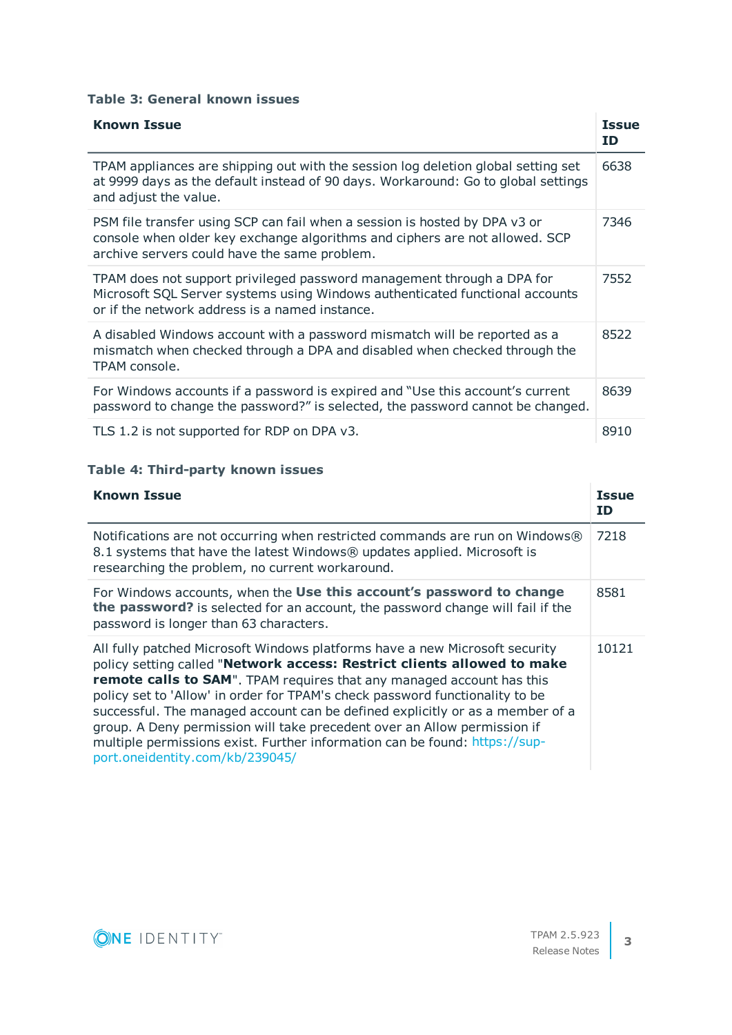**Table 3: General known issues**

| Known Issue | Issue ID |
| --- | --- |
| TPAM appliances are shipping out with the session log deletion global setting set at 9999 days as the default instead of 90 days. Workaround: Go to global settings and adjust the value. | 6638 |
| PSM file transfer using SCP can fail when a session is hosted by DPA v3 or console when older key exchange algorithms and ciphers are not allowed. SCP archive servers could have the same problem. | 7346 |
| TPAM does not support privileged password management through a DPA for Microsoft SQL Server systems using Windows authenticated functional accounts or if the network address is a named instance. | 7552 |
| A disabled Windows account with a password mismatch will be reported as a mismatch when checked through a DPA and disabled when checked through the TPAM console. | 8522 |
| For Windows accounts if a password is expired and “Use this account’s current password to change the password?” is selected, the password cannot be changed. | 8639 |
| TLS 1.2 is not supported for RDP on DPA v3. | 8910 |

**Table 4: Third-party known issues**

| Known Issue | Issue ID |
| --- | --- |
| Notifications are not occurring when restricted commands are run on Windows® 8.1 systems that have the latest Windows® updates applied. Microsoft is researching the problem, no current workaround. | 7218 |
| For Windows accounts, when the **Use this account’s password to change the password?** is selected for an account, the password change will fail if the password is longer than 63 characters. | 8581 |
| All fully patched Microsoft Windows platforms have a new Microsoft security policy setting called "**Network access: Restrict clients allowed to make remote calls to SAM**". TPAM requires that any managed account has this policy set to 'Allow' in order for TPAM's check password functionality to be successful. The managed account can be defined explicitly or as a member of a group. A Deny permission will take precedent over an Allow permission if multiple permissions exist. Further information can be found: https://support.oneidentity.com/kb/239045/ | 10121 |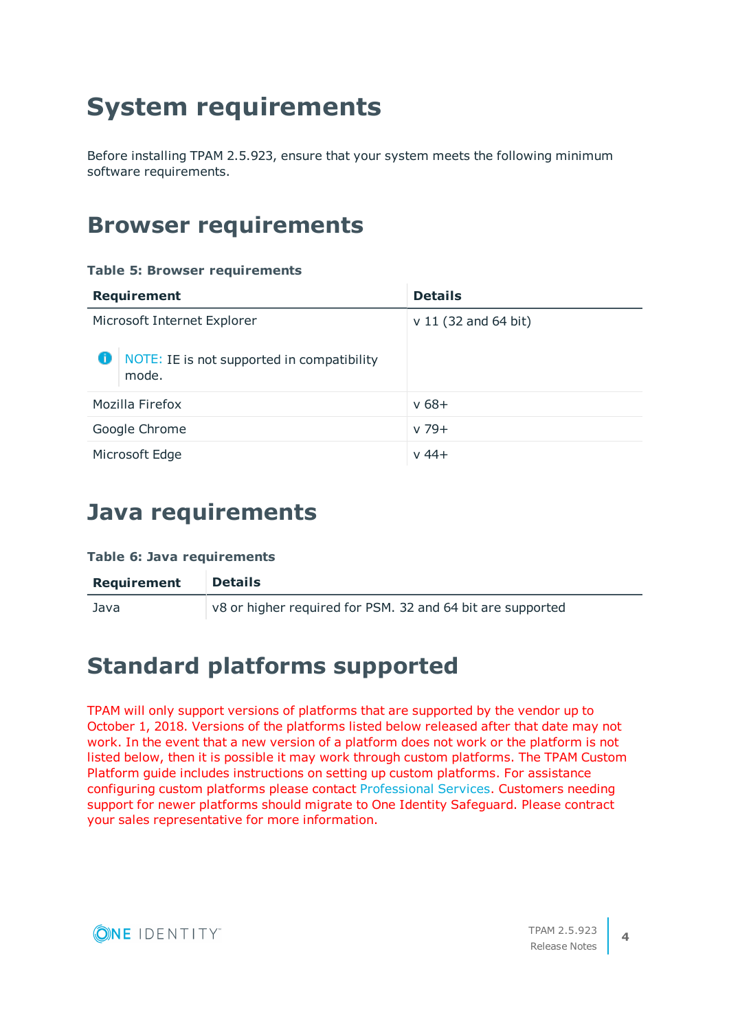# System requirements

Before installing TPAM 2.5.923, ensure that your system meets the following minimum software requirements.

## Browser requirements

**Table 5: Browser requirements**

| Requirement | Details |
| --- | --- |
| Microsoft Internet Explorer<br><br>NOTE: IE is not supported in compatibility mode. | v 11 (32 and 64 bit) |
| Mozilla Firefox | v 68+ |
| Google Chrome | v 79+ |
| Microsoft Edge | v 44+ |

## Java requirements

**Table 6: Java requirements**

| Requirement | Details |
| --- | --- |
| Java | v8 or higher required for PSM. 32 and 64 bit are supported |

## Standard platforms supported

TPAM will only support versions of platforms that are supported by the vendor up to October 1, 2018. Versions of the platforms listed below released after that date may not work. In the event that a new version of a platform does not work or the platform is not listed below, then it is possible it may work through custom platforms. The TPAM Custom Platform guide includes instructions on setting up custom platforms. For assistance configuring custom platforms please contact Professional Services. Customers needing support for newer platforms should migrate to One Identity Safeguard. Please contract your sales representative for more information.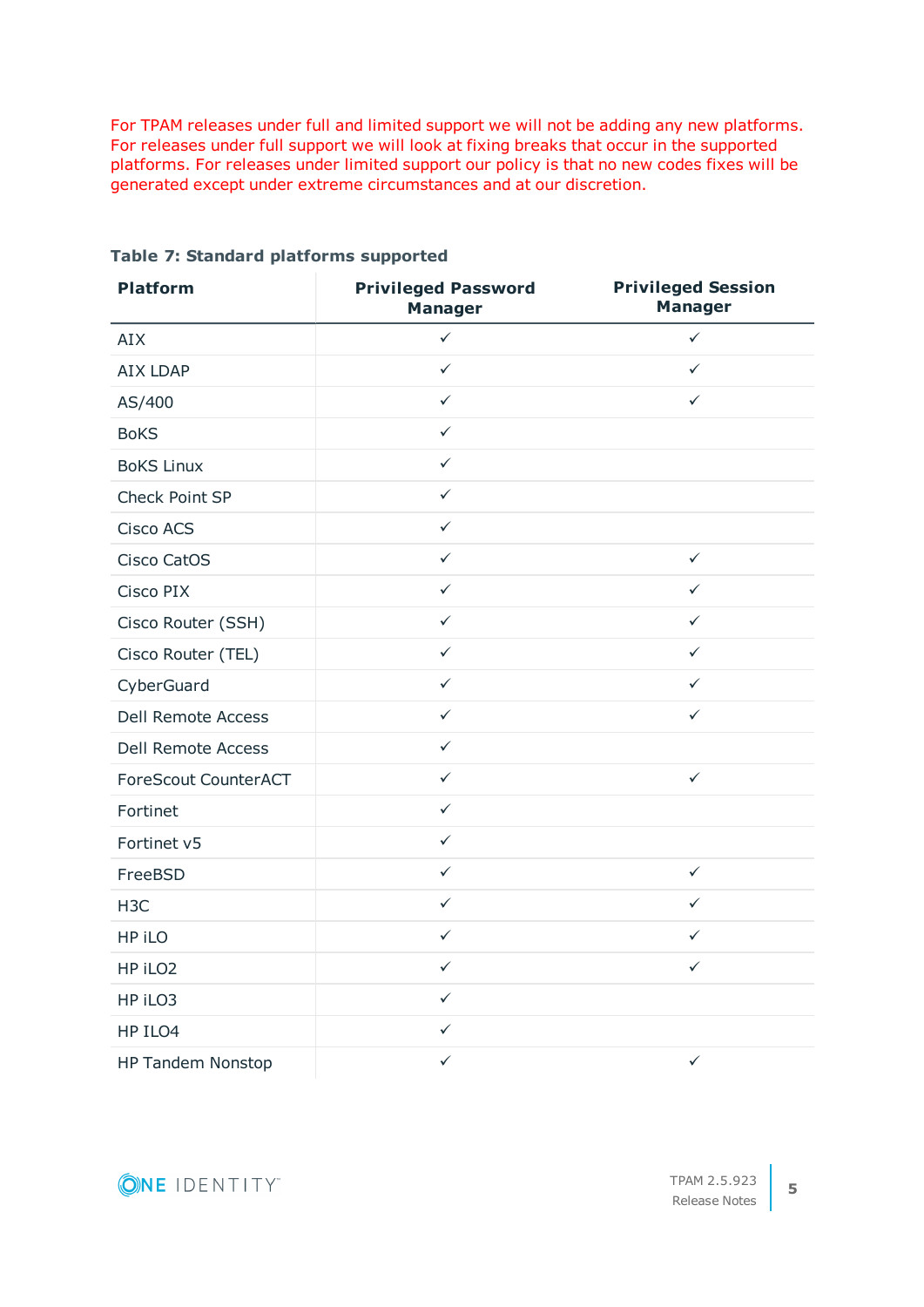For TPAM releases under full and limited support we will not be adding any new platforms. For releases under full support we will look at fixing breaks that occur in the supported platforms. For releases under limited support our policy is that no new codes fixes will be generated except under extreme circumstances and at our discretion.

**Table 7: Standard platforms supported**

| Platform | Privileged Password Manager | Privileged Session Manager |
|---|---|---|
| AIX | ✓ | ✓ |
| AIX LDAP | ✓ | ✓ |
| AS/400 | ✓ | ✓ |
| BoKS | ✓ | |
| BoKS Linux | ✓ | |
| Check Point SP | ✓ | |
| Cisco ACS | ✓ | |
| Cisco CatOS | ✓ | ✓ |
| Cisco PIX | ✓ | ✓ |
| Cisco Router (SSH) | ✓ | ✓ |
| Cisco Router (TEL) | ✓ | ✓ |
| CyberGuard | ✓ | ✓ |
| Dell Remote Access | ✓ | ✓ |
| Dell Remote Access | ✓ | |
| ForeScout CounterACT | ✓ | ✓ |
| Fortinet | ✓ | |
| Fortinet v5 | ✓ | |
| FreeBSD | ✓ | ✓ |
| H3C | ✓ | ✓ |
| HP iLO | ✓ | ✓ |
| HP iLO2 | ✓ | ✓ |
| HP iLO3 | ✓ | |
| HP ILO4 | ✓ | |
| HP Tandem Nonstop | ✓ | ✓ |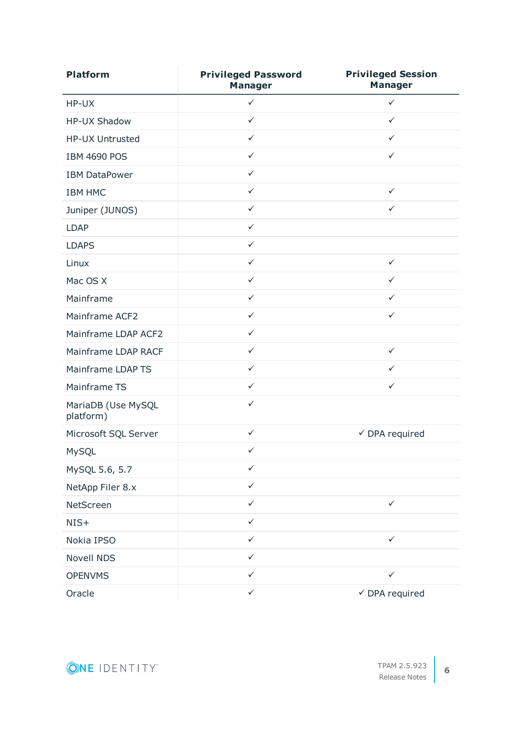| Platform | Privileged Password Manager | Privileged Session Manager |
|---|---|---|
| HP-UX | ✓ | ✓ |
| HP-UX Shadow | ✓ | ✓ |
| HP-UX Untrusted | ✓ | ✓ |
| IBM 4690 POS | ✓ | ✓ |
| IBM DataPower | ✓ | |
| IBM HMC | ✓ | ✓ |
| Juniper (JUNOS) | ✓ | ✓ |
| LDAP | ✓ | |
| LDAPS | ✓ | |
| Linux | ✓ | ✓ |
| Mac OS X | ✓ | ✓ |
| Mainframe | ✓ | ✓ |
| Mainframe ACF2 | ✓ | ✓ |
| Mainframe LDAP ACF2 | ✓ | |
| Mainframe LDAP RACF | ✓ | ✓ |
| Mainframe LDAP TS | ✓ | ✓ |
| Mainframe TS | ✓ | ✓ |
| MariaDB (Use MySQL platform) | ✓ | |
| Microsoft SQL Server | ✓ | ✓ DPA required |
| MySQL | ✓ | |
| MySQL 5.6, 5.7 | ✓ | |
| NetApp Filer 8.x | ✓ | |
| NetScreen | ✓ | ✓ |
| NIS+ | ✓ | |
| Nokia IPSO | ✓ | ✓ |
| Novell NDS | ✓ | |
| OPENVMS | ✓ | ✓ |
| Oracle | ✓ | ✓ DPA required |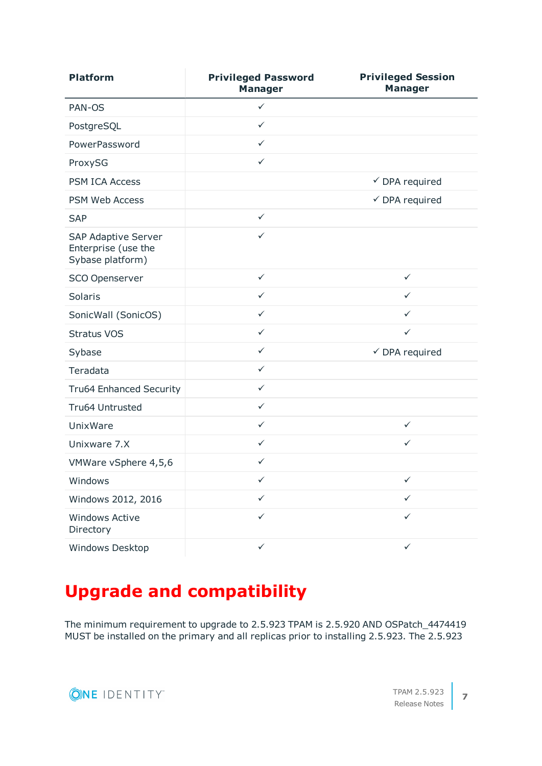| Platform | Privileged Password Manager | Privileged Session Manager |
|---|---|---|
| PAN-OS | ✓ | |
| PostgreSQL | ✓ | |
| PowerPassword | ✓ | |
| ProxySG | ✓ | |
| PSM ICA Access | | ✓ DPA required |
| PSM Web Access | | ✓ DPA required |
| SAP | ✓ | |
| SAP Adaptive Server Enterprise (use the Sybase platform) | ✓ | |
| SCO Openserver | ✓ | ✓ |
| Solaris | ✓ | ✓ |
| SonicWall (SonicOS) | ✓ | ✓ |
| Stratus VOS | ✓ | ✓ |
| Sybase | ✓ | ✓ DPA required |
| Teradata | ✓ | |
| Tru64 Enhanced Security | ✓ | |
| Tru64 Untrusted | ✓ | |
| UnixWare | ✓ | ✓ |
| Unixware 7.X | ✓ | ✓ |
| VMWare vSphere 4,5,6 | ✓ | |
| Windows | ✓ | ✓ |
| Windows 2012, 2016 | ✓ | ✓ |
| Windows Active Directory | ✓ | ✓ |
| Windows Desktop | ✓ | ✓ |

# Upgrade and compatibility

The minimum requirement to upgrade to 2.5.923 TPAM is 2.5.920 AND OSPatch_4474419 MUST be installed on the primary and all replicas prior to installing 2.5.923. The 2.5.923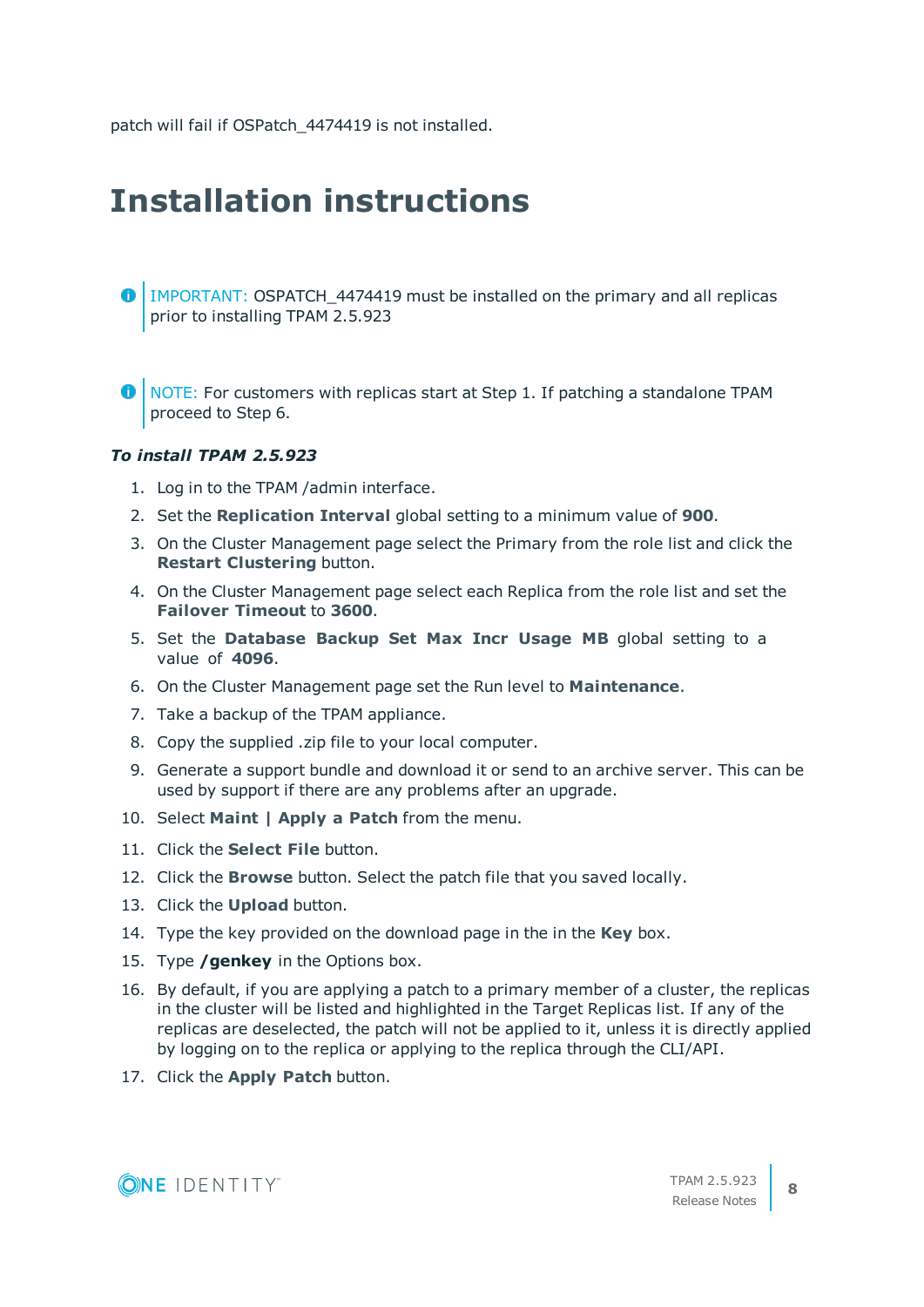patch will fail if OSPatch_4474419 is not installed.

# Installation instructions

> IMPORTANT: OSPATCH_4474419 must be installed on the primary and all replicas prior to installing TPAM 2.5.923

> NOTE: For customers with replicas start at Step 1. If patching a standalone TPAM proceed to Step 6.

***To install TPAM 2.5.923***

1. Log in to the TPAM /admin interface.
2. Set the **Replication Interval** global setting to a minimum value of **900**.
3. On the Cluster Management page select the Primary from the role list and click the **Restart Clustering** button.
4. On the Cluster Management page select each Replica from the role list and set the **Failover Timeout** to **3600**.
5. Set the **Database Backup Set Max Incr Usage MB** global setting to a value of **4096**.
6. On the Cluster Management page set the Run level to **Maintenance**.
7. Take a backup of the TPAM appliance.
8. Copy the supplied .zip file to your local computer.
9. Generate a support bundle and download it or send to an archive server. This can be used by support if there are any problems after an upgrade.
10. Select **Maint | Apply a Patch** from the menu.
11. Click the **Select File** button.
12. Click the **Browse** button. Select the patch file that you saved locally.
13. Click the **Upload** button.
14. Type the key provided on the download page in the in the **Key** box.
15. Type **/genkey** in the Options box.
16. By default, if you are applying a patch to a primary member of a cluster, the replicas in the cluster will be listed and highlighted in the Target Replicas list. If any of the replicas are deselected, the patch will not be applied to it, unless it is directly applied by logging on to the replica or applying to the replica through the CLI/API.
17. Click the **Apply Patch** button.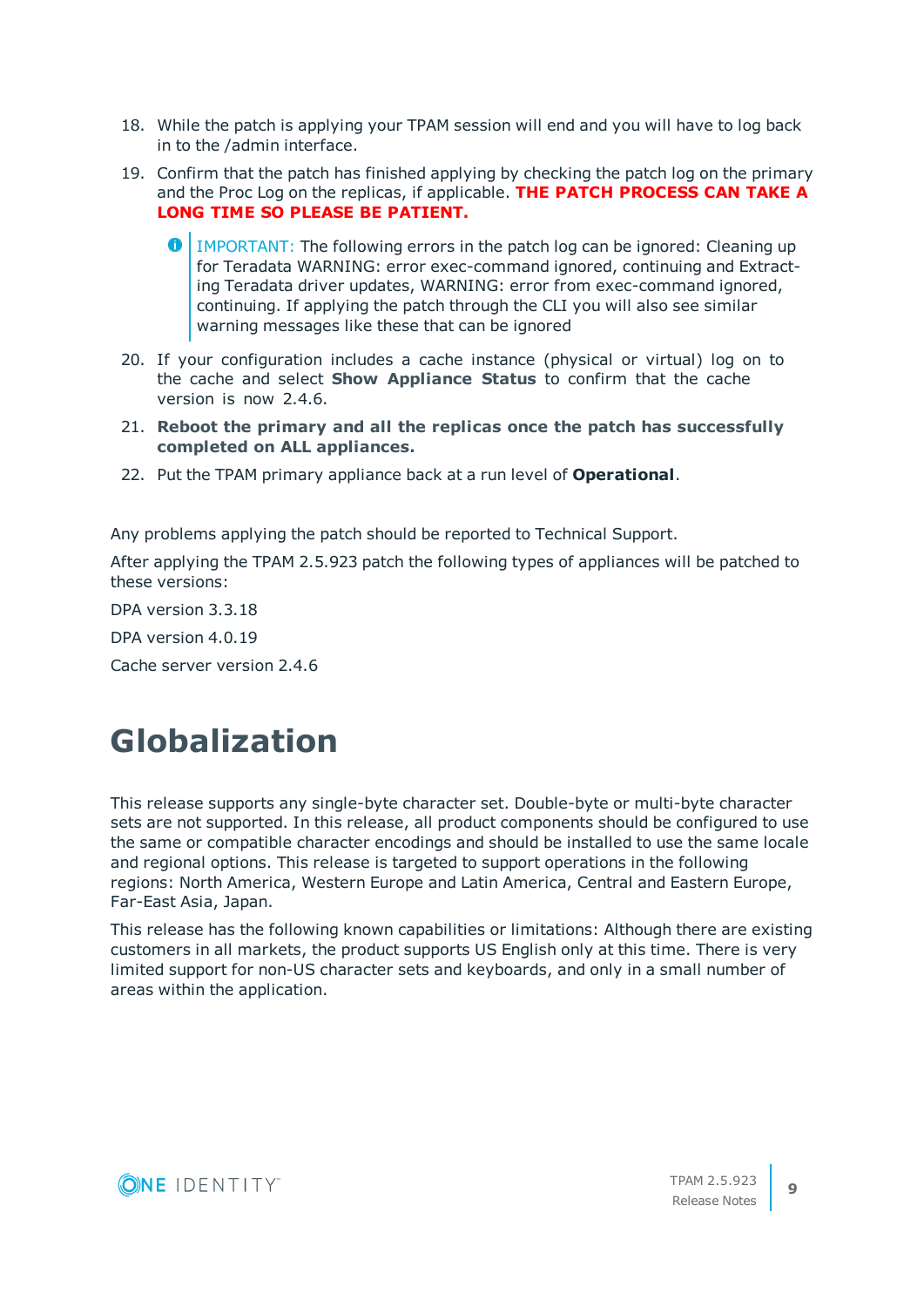18. While the patch is applying your TPAM session will end and you will have to log back in to the /admin interface.
19. Confirm that the patch has finished applying by checking the patch log on the primary and the Proc Log on the replicas, if applicable. **THE PATCH PROCESS CAN TAKE A LONG TIME SO PLEASE BE PATIENT.**

    > IMPORTANT: The following errors in the patch log can be ignored: Cleaning up for Teradata WARNING: error exec-command ignored, continuing and Extracting Teradata driver updates, WARNING: error from exec-command ignored, continuing. If applying the patch through the CLI you will also see similar warning messages like these that can be ignored

20. If your configuration includes a cache instance (physical or virtual) log on to the cache and select **Show Appliance Status** to confirm that the cache version is now 2.4.6.
21. **Reboot the primary and all the replicas once the patch has successfully completed on ALL appliances.**
22. Put the TPAM primary appliance back at a run level of **Operational**.

Any problems applying the patch should be reported to Technical Support.

After applying the TPAM 2.5.923 patch the following types of appliances will be patched to these versions:

DPA version 3.3.18

DPA version 4.0.19

Cache server version 2.4.6

# Globalization

This release supports any single-byte character set. Double-byte or multi-byte character sets are not supported. In this release, all product components should be configured to use the same or compatible character encodings and should be installed to use the same locale and regional options. This release is targeted to support operations in the following regions: North America, Western Europe and Latin America, Central and Eastern Europe, Far-East Asia, Japan.

This release has the following known capabilities or limitations: Although there are existing customers in all markets, the product supports US English only at this time. There is very limited support for non-US character sets and keyboards, and only in a small number of areas within the application.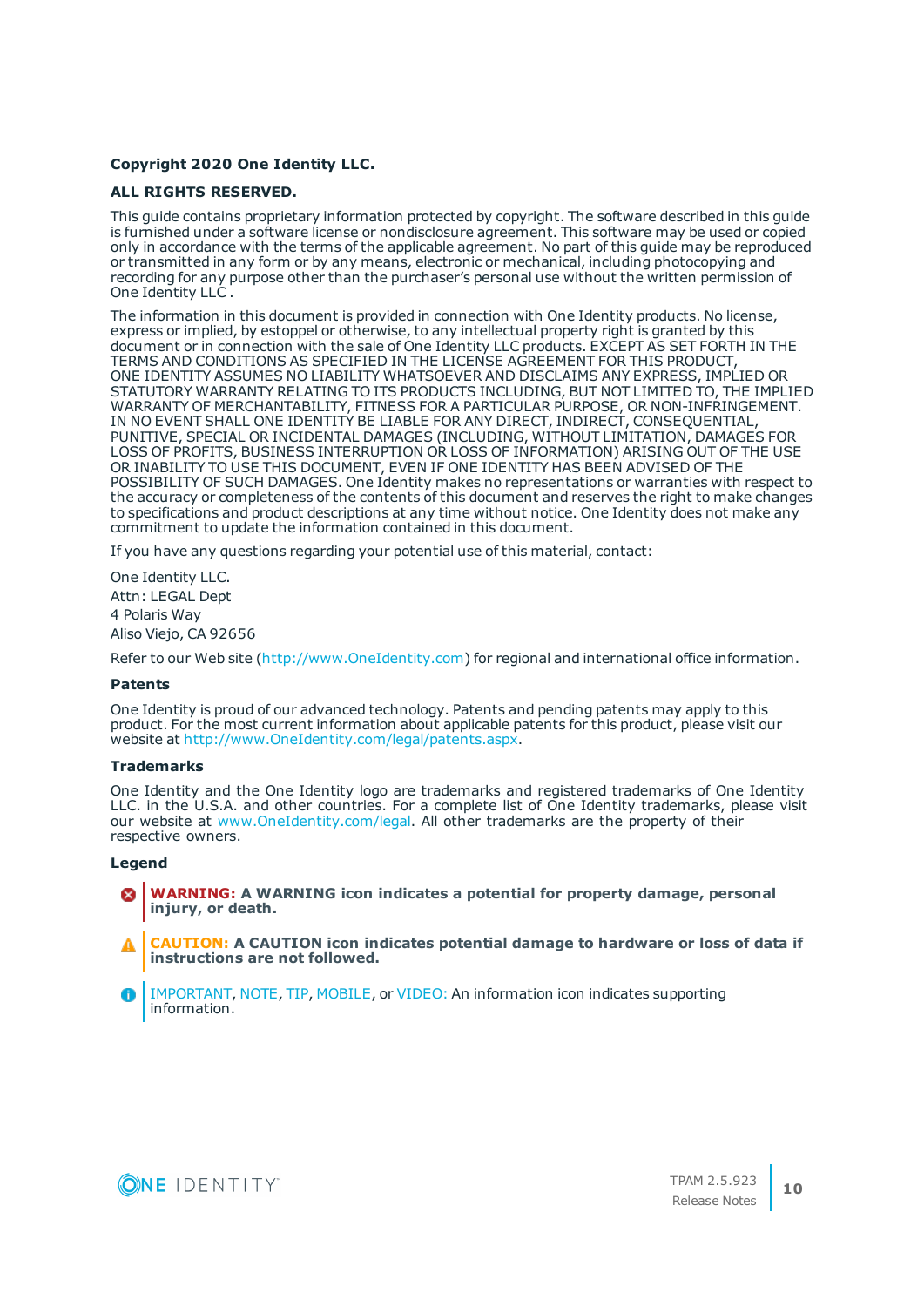**Copyright 2020 One Identity LLC.**

**ALL RIGHTS RESERVED.**

This guide contains proprietary information protected by copyright. The software described in this guide is furnished under a software license or nondisclosure agreement. This software may be used or copied only in accordance with the terms of the applicable agreement. No part of this guide may be reproduced or transmitted in any form or by any means, electronic or mechanical, including photocopying and recording for any purpose other than the purchaser's personal use without the written permission of One Identity LLC .

The information in this document is provided in connection with One Identity products. No license, express or implied, by estoppel or otherwise, to any intellectual property right is granted by this document or in connection with the sale of One Identity LLC products. EXCEPT AS SET FORTH IN THE TERMS AND CONDITIONS AS SPECIFIED IN THE LICENSE AGREEMENT FOR THIS PRODUCT, ONE IDENTITY ASSUMES NO LIABILITY WHATSOEVER AND DISCLAIMS ANY EXPRESS, IMPLIED OR STATUTORY WARRANTY RELATING TO ITS PRODUCTS INCLUDING, BUT NOT LIMITED TO, THE IMPLIED WARRANTY OF MERCHANTABILITY, FITNESS FOR A PARTICULAR PURPOSE, OR NON-INFRINGEMENT. IN NO EVENT SHALL ONE IDENTITY BE LIABLE FOR ANY DIRECT, INDIRECT, CONSEQUENTIAL, PUNITIVE, SPECIAL OR INCIDENTAL DAMAGES (INCLUDING, WITHOUT LIMITATION, DAMAGES FOR LOSS OF PROFITS, BUSINESS INTERRUPTION OR LOSS OF INFORMATION) ARISING OUT OF THE USE OR INABILITY TO USE THIS DOCUMENT, EVEN IF ONE IDENTITY HAS BEEN ADVISED OF THE POSSIBILITY OF SUCH DAMAGES. One Identity makes no representations or warranties with respect to the accuracy or completeness of the contents of this document and reserves the right to make changes to specifications and product descriptions at any time without notice. One Identity does not make any commitment to update the information contained in this document.

If you have any questions regarding your potential use of this material, contact:

One Identity LLC.
Attn: LEGAL Dept
4 Polaris Way
Aliso Viejo, CA 92656

Refer to our Web site (http://www.OneIdentity.com) for regional and international office information.

### Patents

One Identity is proud of our advanced technology. Patents and pending patents may apply to this product. For the most current information about applicable patents for this product, please visit our website at http://www.OneIdentity.com/legal/patents.aspx.

### Trademarks

One Identity and the One Identity logo are trademarks and registered trademarks of One Identity LLC. in the U.S.A. and other countries. For a complete list of One Identity trademarks, please visit our website at www.OneIdentity.com/legal. All other trademarks are the property of their respective owners.

### Legend

**WARNING: A WARNING icon indicates a potential for property damage, personal injury, or death.**

**CAUTION: A CAUTION icon indicates potential damage to hardware or loss of data if instructions are not followed.**

IMPORTANT, NOTE, TIP, MOBILE, or VIDEO: An information icon indicates supporting information.